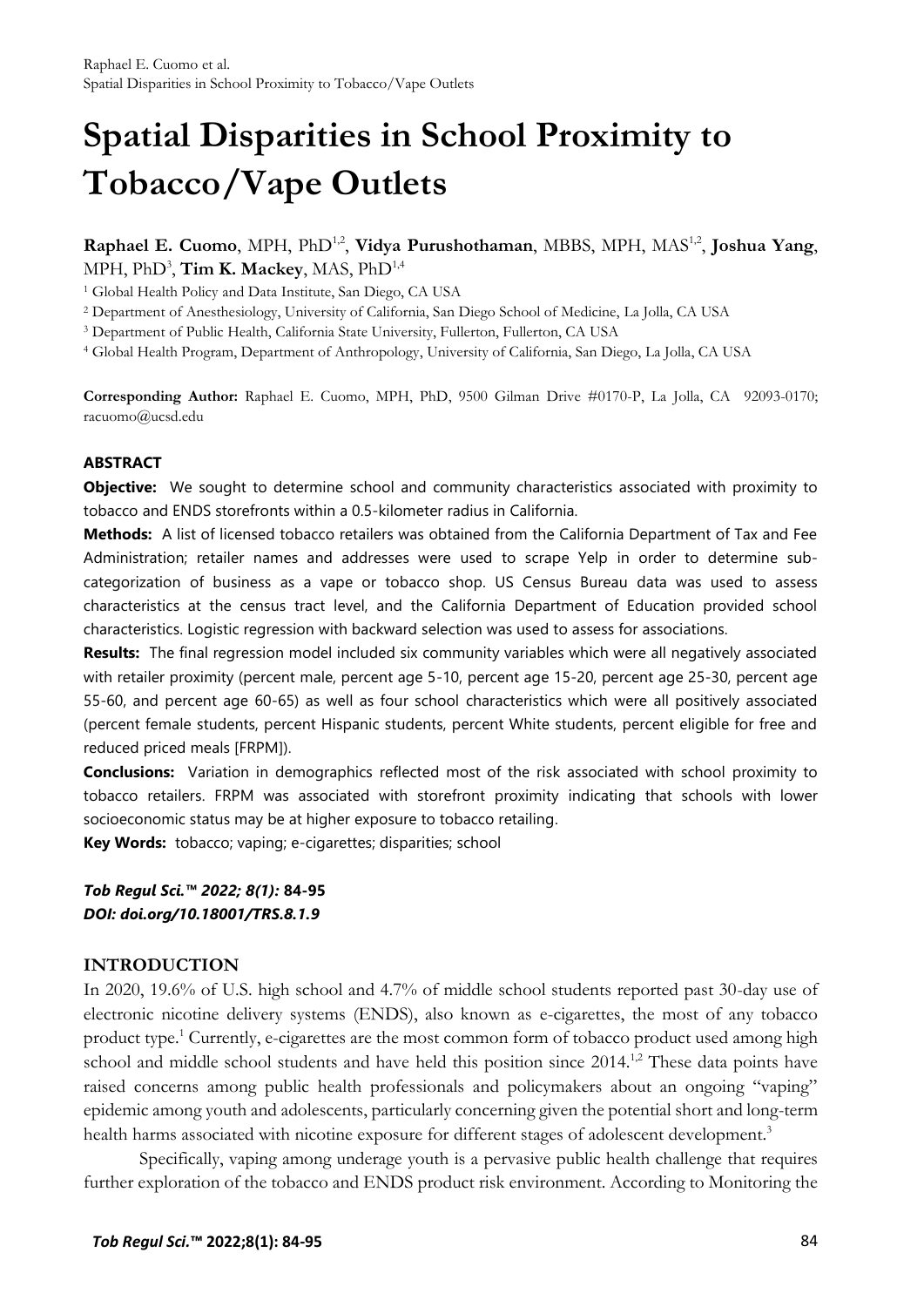# Spatial Disparities in School Proximity to Tobacco/Vape Outlets

**Raphael E. Cuomo**, MPH, PhD[1,2], **Vidya Purushothaman**, MBBS, MPH, MAS[1,2], **Joshua Yang**, MPH, PhD[3], **Tim K. Mackey**, MAS, PhD[1,4]

[1] Global Health Policy and Data Institute, San Diego, CA USA
[2] Department of Anesthesiology, University of California, San Diego School of Medicine, La Jolla, CA USA
[3] Department of Public Health, California State University, Fullerton, Fullerton, CA USA
[4] Global Health Program, Department of Anthropology, University of California, San Diego, La Jolla, CA USA

**Corresponding Author:** Raphael E. Cuomo, MPH, PhD, 9500 Gilman Drive #0170-P, La Jolla, CA 92093-0170; racuomo@ucsd.edu

## ABSTRACT

**Objective:** We sought to determine school and community characteristics associated with proximity to tobacco and ENDS storefronts within a 0.5-kilometer radius in California.

**Methods:** A list of licensed tobacco retailers was obtained from the California Department of Tax and Fee Administration; retailer names and addresses were used to scrape Yelp in order to determine sub-categorization of business as a vape or tobacco shop. US Census Bureau data was used to assess characteristics at the census tract level, and the California Department of Education provided school characteristics. Logistic regression with backward selection was used to assess for associations.

**Results:** The final regression model included six community variables which were all negatively associated with retailer proximity (percent male, percent age 5-10, percent age 15-20, percent age 25-30, percent age 55-60, and percent age 60-65) as well as four school characteristics which were all positively associated (percent female students, percent Hispanic students, percent White students, percent eligible for free and reduced priced meals [FRPM]).

**Conclusions:** Variation in demographics reflected most of the risk associated with school proximity to tobacco retailers. FRPM was associated with storefront proximity indicating that schools with lower socioeconomic status may be at higher exposure to tobacco retailing.

**Key Words:** tobacco; vaping; e-cigarettes; disparities; school

***Tob Regul Sci.™ 2022; 8(1):* 84-95**
***DOI: doi.org/10.18001/TRS.8.1.9***

## INTRODUCTION

In 2020, 19.6% of U.S. high school and 4.7% of middle school students reported past 30-day use of electronic nicotine delivery systems (ENDS), also known as e-cigarettes, the most of any tobacco product type.[1] Currently, e-cigarettes are the most common form of tobacco product used among high school and middle school students and have held this position since 2014.[1,2] These data points have raised concerns among public health professionals and policymakers about an ongoing "vaping" epidemic among youth and adolescents, particularly concerning given the potential short and long-term health harms associated with nicotine exposure for different stages of adolescent development.[3]

Specifically, vaping among underage youth is a pervasive public health challenge that requires further exploration of the tobacco and ENDS product risk environment. According to Monitoring the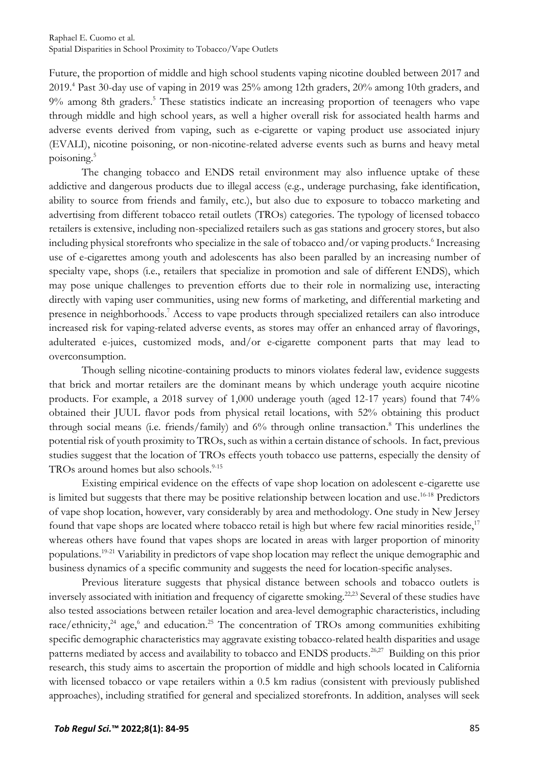Future, the proportion of middle and high school students vaping nicotine doubled between 2017 and 2019.[4] Past 30-day use of vaping in 2019 was 25% among 12th graders, 20% among 10th graders, and 9% among 8th graders.[5] These statistics indicate an increasing proportion of teenagers who vape through middle and high school years, as well a higher overall risk for associated health harms and adverse events derived from vaping, such as e-cigarette or vaping product use associated injury (EVALI), nicotine poisoning, or non-nicotine-related adverse events such as burns and heavy metal poisoning.[5]

The changing tobacco and ENDS retail environment may also influence uptake of these addictive and dangerous products due to illegal access (e.g., underage purchasing, fake identification, ability to source from friends and family, etc.), but also due to exposure to tobacco marketing and advertising from different tobacco retail outlets (TROs) categories. The typology of licensed tobacco retailers is extensive, including non-specialized retailers such as gas stations and grocery stores, but also including physical storefronts who specialize in the sale of tobacco and/or vaping products.[6] Increasing use of e-cigarettes among youth and adolescents has also been paralled by an increasing number of specialty vape, shops (i.e., retailers that specialize in promotion and sale of different ENDS), which may pose unique challenges to prevention efforts due to their role in normalizing use, interacting directly with vaping user communities, using new forms of marketing, and differential marketing and presence in neighborhoods.[7] Access to vape products through specialized retailers can also introduce increased risk for vaping-related adverse events, as stores may offer an enhanced array of flavorings, adulterated e-juices, customized mods, and/or e-cigarette component parts that may lead to overconsumption.

Though selling nicotine-containing products to minors violates federal law, evidence suggests that brick and mortar retailers are the dominant means by which underage youth acquire nicotine products. For example, a 2018 survey of 1,000 underage youth (aged 12-17 years) found that 74% obtained their JUUL flavor pods from physical retail locations, with 52% obtaining this product through social means (i.e. friends/family) and 6% through online transaction.[8] This underlines the potential risk of youth proximity to TROs, such as within a certain distance of schools. In fact, previous studies suggest that the location of TROs effects youth tobacco use patterns, especially the density of TROs around homes but also schools.[9-15]

Existing empirical evidence on the effects of vape shop location on adolescent e-cigarette use is limited but suggests that there may be positive relationship between location and use.[16-18] Predictors of vape shop location, however, vary considerably by area and methodology. One study in New Jersey found that vape shops are located where tobacco retail is high but where few racial minorities reside,[17] whereas others have found that vapes shops are located in areas with larger proportion of minority populations.[19-21] Variability in predictors of vape shop location may reflect the unique demographic and business dynamics of a specific community and suggests the need for location-specific analyses.

Previous literature suggests that physical distance between schools and tobacco outlets is inversely associated with initiation and frequency of cigarette smoking.[22,23] Several of these studies have also tested associations between retailer location and area-level demographic characteristics, including race/ethnicity,[24] age,[6] and education.[25] The concentration of TROs among communities exhibiting specific demographic characteristics may aggravate existing tobacco-related health disparities and usage patterns mediated by access and availability to tobacco and ENDS products.[26,27] Building on this prior research, this study aims to ascertain the proportion of middle and high schools located in California with licensed tobacco or vape retailers within a 0.5 km radius (consistent with previously published approaches), including stratified for general and specialized storefronts. In addition, analyses will seek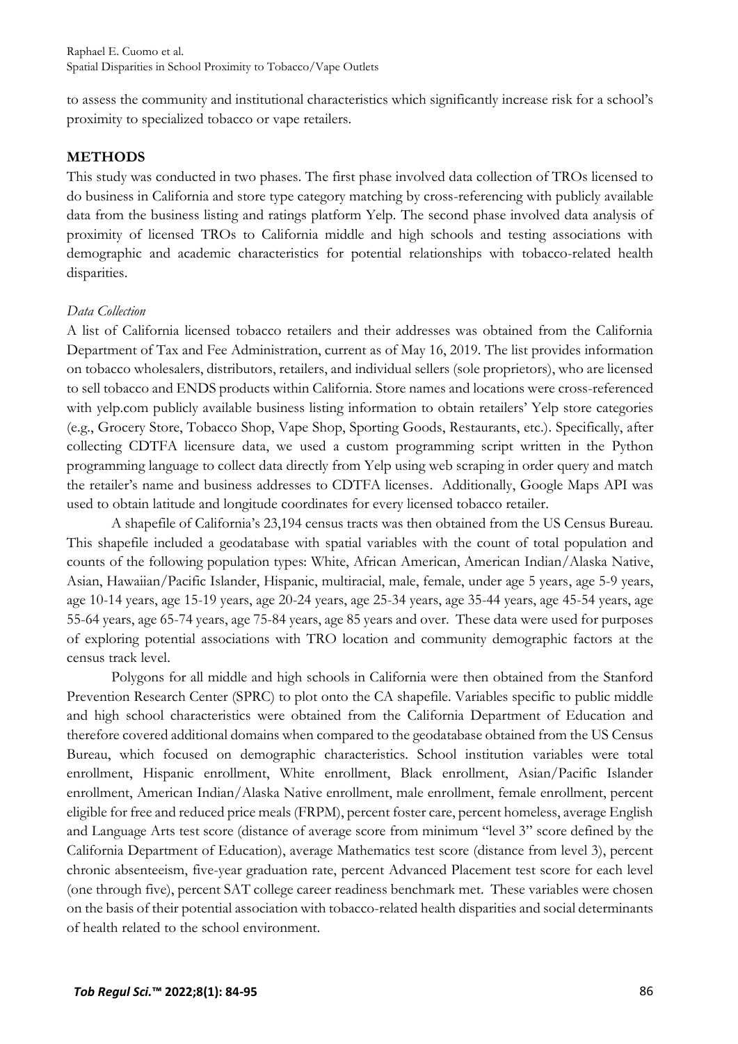to assess the community and institutional characteristics which significantly increase risk for a school's proximity to specialized tobacco or vape retailers.

## METHODS

This study was conducted in two phases. The first phase involved data collection of TROs licensed to do business in California and store type category matching by cross-referencing with publicly available data from the business listing and ratings platform Yelp. The second phase involved data analysis of proximity of licensed TROs to California middle and high schools and testing associations with demographic and academic characteristics for potential relationships with tobacco-related health disparities.

### *Data Collection*

A list of California licensed tobacco retailers and their addresses was obtained from the California Department of Tax and Fee Administration, current as of May 16, 2019. The list provides information on tobacco wholesalers, distributors, retailers, and individual sellers (sole proprietors), who are licensed to sell tobacco and ENDS products within California. Store names and locations were cross-referenced with yelp.com publicly available business listing information to obtain retailers' Yelp store categories (e.g., Grocery Store, Tobacco Shop, Vape Shop, Sporting Goods, Restaurants, etc.). Specifically, after collecting CDTFA licensure data, we used a custom programming script written in the Python programming language to collect data directly from Yelp using web scraping in order query and match the retailer's name and business addresses to CDTFA licenses. Additionally, Google Maps API was used to obtain latitude and longitude coordinates for every licensed tobacco retailer.

A shapefile of California's 23,194 census tracts was then obtained from the US Census Bureau. This shapefile included a geodatabase with spatial variables with the count of total population and counts of the following population types: White, African American, American Indian/Alaska Native, Asian, Hawaiian/Pacific Islander, Hispanic, multiracial, male, female, under age 5 years, age 5-9 years, age 10-14 years, age 15-19 years, age 20-24 years, age 25-34 years, age 35-44 years, age 45-54 years, age 55-64 years, age 65-74 years, age 75-84 years, age 85 years and over. These data were used for purposes of exploring potential associations with TRO location and community demographic factors at the census track level.

Polygons for all middle and high schools in California were then obtained from the Stanford Prevention Research Center (SPRC) to plot onto the CA shapefile. Variables specific to public middle and high school characteristics were obtained from the California Department of Education and therefore covered additional domains when compared to the geodatabase obtained from the US Census Bureau, which focused on demographic characteristics. School institution variables were total enrollment, Hispanic enrollment, White enrollment, Black enrollment, Asian/Pacific Islander enrollment, American Indian/Alaska Native enrollment, male enrollment, female enrollment, percent eligible for free and reduced price meals (FRPM), percent foster care, percent homeless, average English and Language Arts test score (distance of average score from minimum "level 3" score defined by the California Department of Education), average Mathematics test score (distance from level 3), percent chronic absenteeism, five-year graduation rate, percent Advanced Placement test score for each level (one through five), percent SAT college career readiness benchmark met. These variables were chosen on the basis of their potential association with tobacco-related health disparities and social determinants of health related to the school environment.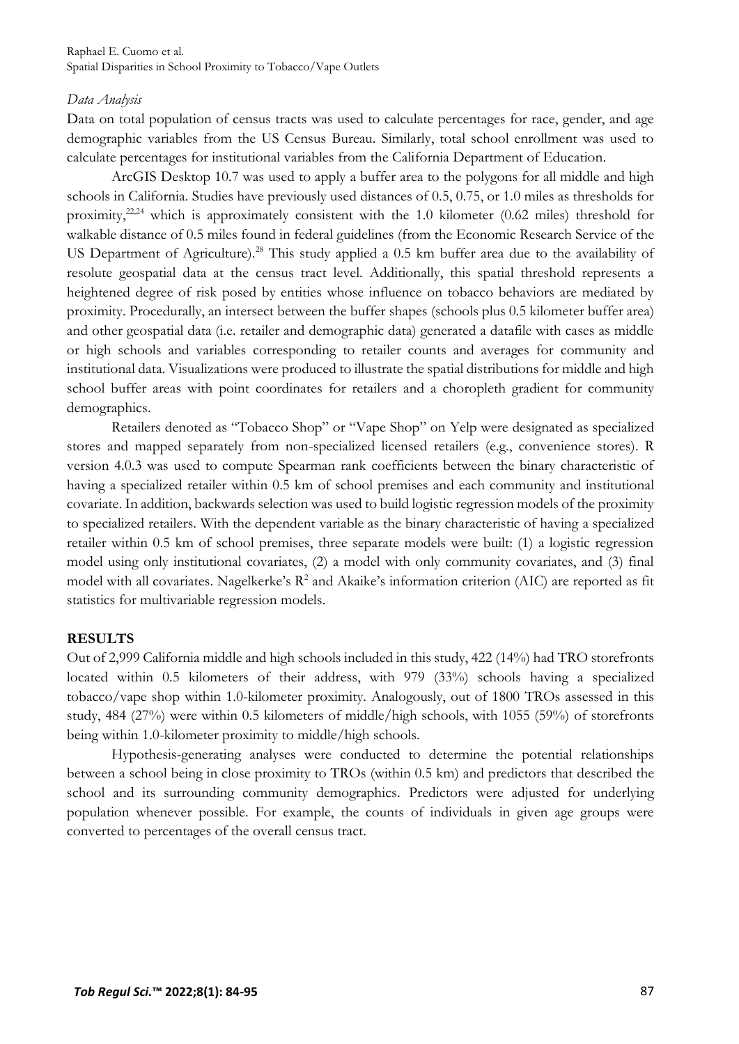### *Data Analysis*

Data on total population of census tracts was used to calculate percentages for race, gender, and age demographic variables from the US Census Bureau. Similarly, total school enrollment was used to calculate percentages for institutional variables from the California Department of Education.

ArcGIS Desktop 10.7 was used to apply a buffer area to the polygons for all middle and high schools in California. Studies have previously used distances of 0.5, 0.75, or 1.0 miles as thresholds for proximity,[22,24] which is approximately consistent with the 1.0 kilometer (0.62 miles) threshold for walkable distance of 0.5 miles found in federal guidelines (from the Economic Research Service of the US Department of Agriculture).[28] This study applied a 0.5 km buffer area due to the availability of resolute geospatial data at the census tract level. Additionally, this spatial threshold represents a heightened degree of risk posed by entities whose influence on tobacco behaviors are mediated by proximity. Procedurally, an intersect between the buffer shapes (schools plus 0.5 kilometer buffer area) and other geospatial data (i.e. retailer and demographic data) generated a datafile with cases as middle or high schools and variables corresponding to retailer counts and averages for community and institutional data. Visualizations were produced to illustrate the spatial distributions for middle and high school buffer areas with point coordinates for retailers and a choropleth gradient for community demographics.

Retailers denoted as "Tobacco Shop" or "Vape Shop" on Yelp were designated as specialized stores and mapped separately from non-specialized licensed retailers (e.g., convenience stores). R version 4.0.3 was used to compute Spearman rank coefficients between the binary characteristic of having a specialized retailer within 0.5 km of school premises and each community and institutional covariate. In addition, backwards selection was used to build logistic regression models of the proximity to specialized retailers. With the dependent variable as the binary characteristic of having a specialized retailer within 0.5 km of school premises, three separate models were built: (1) a logistic regression model using only institutional covariates, (2) a model with only community covariates, and (3) final model with all covariates. Nagelkerke's $R^2$ and Akaike's information criterion (AIC) are reported as fit statistics for multivariable regression models.

## RESULTS

Out of 2,999 California middle and high schools included in this study, 422 (14%) had TRO storefronts located within 0.5 kilometers of their address, with 979 (33%) schools having a specialized tobacco/vape shop within 1.0-kilometer proximity. Analogously, out of 1800 TROs assessed in this study, 484 (27%) were within 0.5 kilometers of middle/high schools, with 1055 (59%) of storefronts being within 1.0-kilometer proximity to middle/high schools.

Hypothesis-generating analyses were conducted to determine the potential relationships between a school being in close proximity to TROs (within 0.5 km) and predictors that described the school and its surrounding community demographics. Predictors were adjusted for underlying population whenever possible. For example, the counts of individuals in given age groups were converted to percentages of the overall census tract.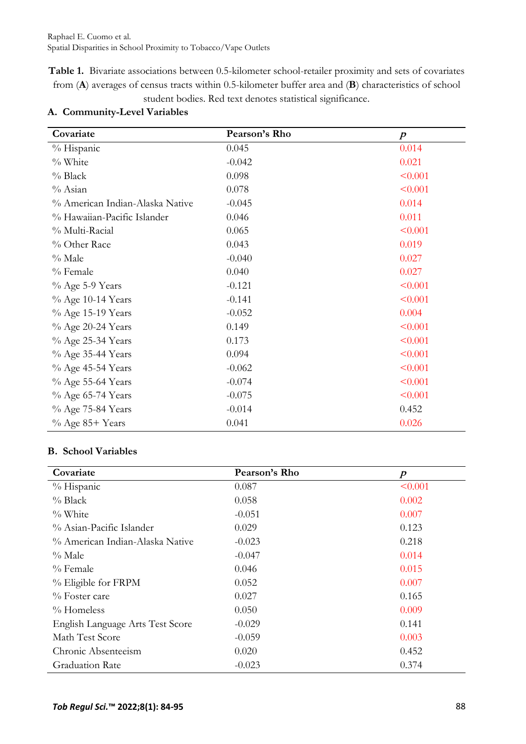**Table 1.** Bivariate associations between 0.5-kilometer school-retailer proximity and sets of covariates from (**A**) averages of census tracts within 0.5-kilometer buffer area and (**B**) characteristics of school student bodies. Red text denotes statistical significance.

**A. Community-Level Variables**

| Covariate | Pearson's Rho | *p* |
|---|---|---|
| % Hispanic | 0.045 | 0.014 |
| % White | -0.042 | 0.021 |
| % Black | 0.098 | <0.001 |
| % Asian | 0.078 | <0.001 |
| % American Indian-Alaska Native | -0.045 | 0.014 |
| % Hawaiian-Pacific Islander | 0.046 | 0.011 |
| % Multi-Racial | 0.065 | <0.001 |
| % Other Race | 0.043 | 0.019 |
| % Male | -0.040 | 0.027 |
| % Female | 0.040 | 0.027 |
| % Age 5-9 Years | -0.121 | <0.001 |
| % Age 10-14 Years | -0.141 | <0.001 |
| % Age 15-19 Years | -0.052 | 0.004 |
| % Age 20-24 Years | 0.149 | <0.001 |
| % Age 25-34 Years | 0.173 | <0.001 |
| % Age 35-44 Years | 0.094 | <0.001 |
| % Age 45-54 Years | -0.062 | <0.001 |
| % Age 55-64 Years | -0.074 | <0.001 |
| % Age 65-74 Years | -0.075 | <0.001 |
| % Age 75-84 Years | -0.014 | 0.452 |
| % Age 85+ Years | 0.041 | 0.026 |

**B. School Variables**

| Covariate | Pearson's Rho | *p* |
|---|---|---|
| % Hispanic | 0.087 | <0.001 |
| % Black | 0.058 | 0.002 |
| % White | -0.051 | 0.007 |
| % Asian-Pacific Islander | 0.029 | 0.123 |
| % American Indian-Alaska Native | -0.023 | 0.218 |
| % Male | -0.047 | 0.014 |
| % Female | 0.046 | 0.015 |
| % Eligible for FRPM | 0.052 | 0.007 |
| % Foster care | 0.027 | 0.165 |
| % Homeless | 0.050 | 0.009 |
| English Language Arts Test Score | -0.029 | 0.141 |
| Math Test Score | -0.059 | 0.003 |
| Chronic Absenteeism | 0.020 | 0.452 |
| Graduation Rate | -0.023 | 0.374 |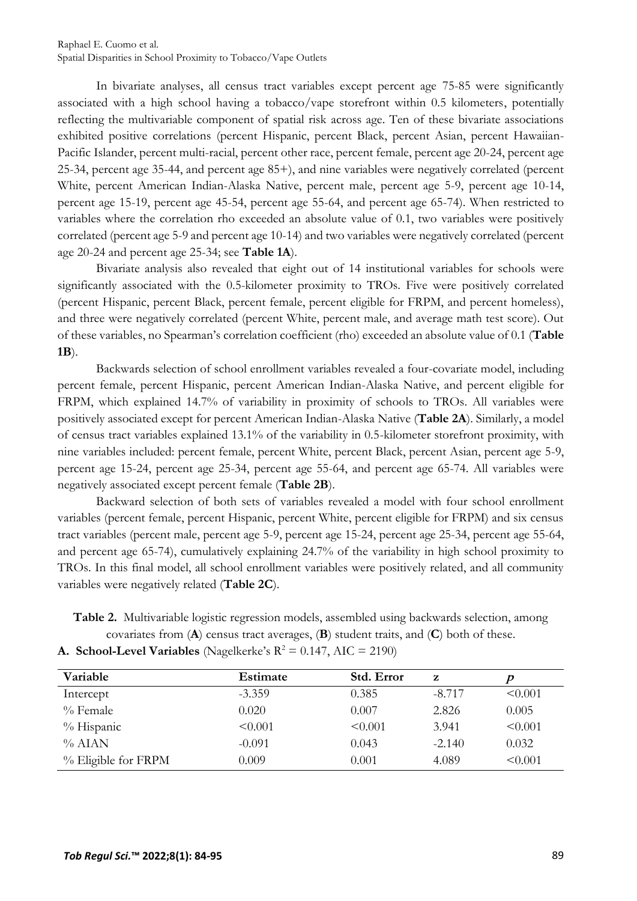In bivariate analyses, all census tract variables except percent age 75-85 were significantly associated with a high school having a tobacco/vape storefront within 0.5 kilometers, potentially reflecting the multivariable component of spatial risk across age. Ten of these bivariate associations exhibited positive correlations (percent Hispanic, percent Black, percent Asian, percent Hawaiian-Pacific Islander, percent multi-racial, percent other race, percent female, percent age 20-24, percent age 25-34, percent age 35-44, and percent age 85+), and nine variables were negatively correlated (percent White, percent American Indian-Alaska Native, percent male, percent age 5-9, percent age 10-14, percent age 15-19, percent age 45-54, percent age 55-64, and percent age 65-74). When restricted to variables where the correlation rho exceeded an absolute value of 0.1, two variables were positively correlated (percent age 5-9 and percent age 10-14) and two variables were negatively correlated (percent age 20-24 and percent age 25-34; see **Table 1A**).

Bivariate analysis also revealed that eight out of 14 institutional variables for schools were significantly associated with the 0.5-kilometer proximity to TROs. Five were positively correlated (percent Hispanic, percent Black, percent female, percent eligible for FRPM, and percent homeless), and three were negatively correlated (percent White, percent male, and average math test score). Out of these variables, no Spearman's correlation coefficient (rho) exceeded an absolute value of 0.1 (**Table 1B**).

Backwards selection of school enrollment variables revealed a four-covariate model, including percent female, percent Hispanic, percent American Indian-Alaska Native, and percent eligible for FRPM, which explained 14.7% of variability in proximity of schools to TROs. All variables were positively associated except for percent American Indian-Alaska Native (**Table 2A**). Similarly, a model of census tract variables explained 13.1% of the variability in 0.5-kilometer storefront proximity, with nine variables included: percent female, percent White, percent Black, percent Asian, percent age 5-9, percent age 15-24, percent age 25-34, percent age 55-64, and percent age 65-74. All variables were negatively associated except percent female (**Table 2B**).

Backward selection of both sets of variables revealed a model with four school enrollment variables (percent female, percent Hispanic, percent White, percent eligible for FRPM) and six census tract variables (percent male, percent age 5-9, percent age 15-24, percent age 25-34, percent age 55-64, and percent age 65-74), cumulatively explaining 24.7% of the variability in high school proximity to TROs. In this final model, all school enrollment variables were positively related, and all community variables were negatively related (**Table 2C**).

**Table 2.** Multivariable logistic regression models, assembled using backwards selection, among covariates from (**A**) census tract averages, (**B**) student traits, and (**C**) both of these.

**A. School-Level Variables** (Nagelkerke's $R^2 = 0.147$, AIC = 2190)

| Variable | Estimate | Std. Error | z | *p* |
|---|---|---|---|---|
| Intercept | -3.359 | 0.385 | -8.717 | <0.001 |
| % Female | 0.020 | 0.007 | 2.826 | 0.005 |
| % Hispanic | <0.001 | <0.001 | 3.941 | <0.001 |
| % AIAN | -0.091 | 0.043 | -2.140 | 0.032 |
| % Eligible for FRPM | 0.009 | 0.001 | 4.089 | <0.001 |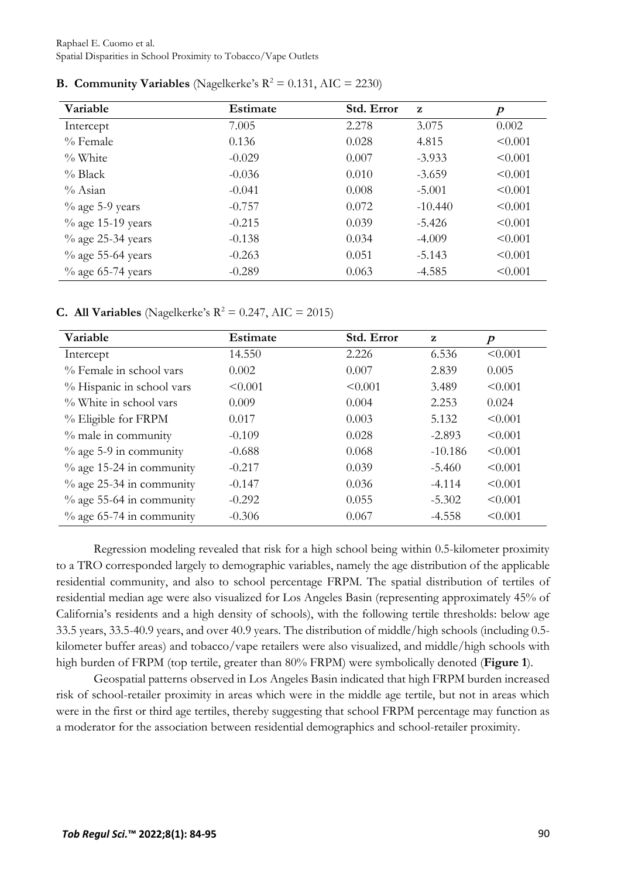**B. Community Variables** (Nagelkerke's $R^2 = 0.131$, AIC = 2230)

| Variable | Estimate | Std. Error | z | *p* |
|---|---|---|---|---|
| Intercept | 7.005 | 2.278 | 3.075 | 0.002 |
| % Female | 0.136 | 0.028 | 4.815 | <0.001 |
| % White | -0.029 | 0.007 | -3.933 | <0.001 |
| % Black | -0.036 | 0.010 | -3.659 | <0.001 |
| % Asian | -0.041 | 0.008 | -5.001 | <0.001 |
| % age 5-9 years | -0.757 | 0.072 | -10.440 | <0.001 |
| % age 15-19 years | -0.215 | 0.039 | -5.426 | <0.001 |
| % age 25-34 years | -0.138 | 0.034 | -4.009 | <0.001 |
| % age 55-64 years | -0.263 | 0.051 | -5.143 | <0.001 |
| % age 65-74 years | -0.289 | 0.063 | -4.585 | <0.001 |

**C. All Variables** (Nagelkerke's $R^2 = 0.247$, AIC = 2015)

| Variable | Estimate | Std. Error | z | *p* |
|---|---|---|---|---|
| Intercept | 14.550 | 2.226 | 6.536 | <0.001 |
| % Female in school vars | 0.002 | 0.007 | 2.839 | 0.005 |
| % Hispanic in school vars | <0.001 | <0.001 | 3.489 | <0.001 |
| % White in school vars | 0.009 | 0.004 | 2.253 | 0.024 |
| % Eligible for FRPM | 0.017 | 0.003 | 5.132 | <0.001 |
| % male in community | -0.109 | 0.028 | -2.893 | <0.001 |
| % age 5-9 in community | -0.688 | 0.068 | -10.186 | <0.001 |
| % age 15-24 in community | -0.217 | 0.039 | -5.460 | <0.001 |
| % age 25-34 in community | -0.147 | 0.036 | -4.114 | <0.001 |
| % age 55-64 in community | -0.292 | 0.055 | -5.302 | <0.001 |
| % age 65-74 in community | -0.306 | 0.067 | -4.558 | <0.001 |

Regression modeling revealed that risk for a high school being within 0.5-kilometer proximity to a TRO corresponded largely to demographic variables, namely the age distribution of the applicable residential community, and also to school percentage FRPM. The spatial distribution of tertiles of residential median age were also visualized for Los Angeles Basin (representing approximately 45% of California's residents and a high density of schools), with the following tertile thresholds: below age 33.5 years, 33.5-40.9 years, and over 40.9 years. The distribution of middle/high schools (including 0.5-kilometer buffer areas) and tobacco/vape retailers were also visualized, and middle/high schools with high burden of FRPM (top tertile, greater than 80% FRPM) were symbolically denoted (**Figure 1**).

Geospatial patterns observed in Los Angeles Basin indicated that high FRPM burden increased risk of school-retailer proximity in areas which were in the middle age tertile, but not in areas which were in the first or third age tertiles, thereby suggesting that school FRPM percentage may function as a moderator for the association between residential demographics and school-retailer proximity.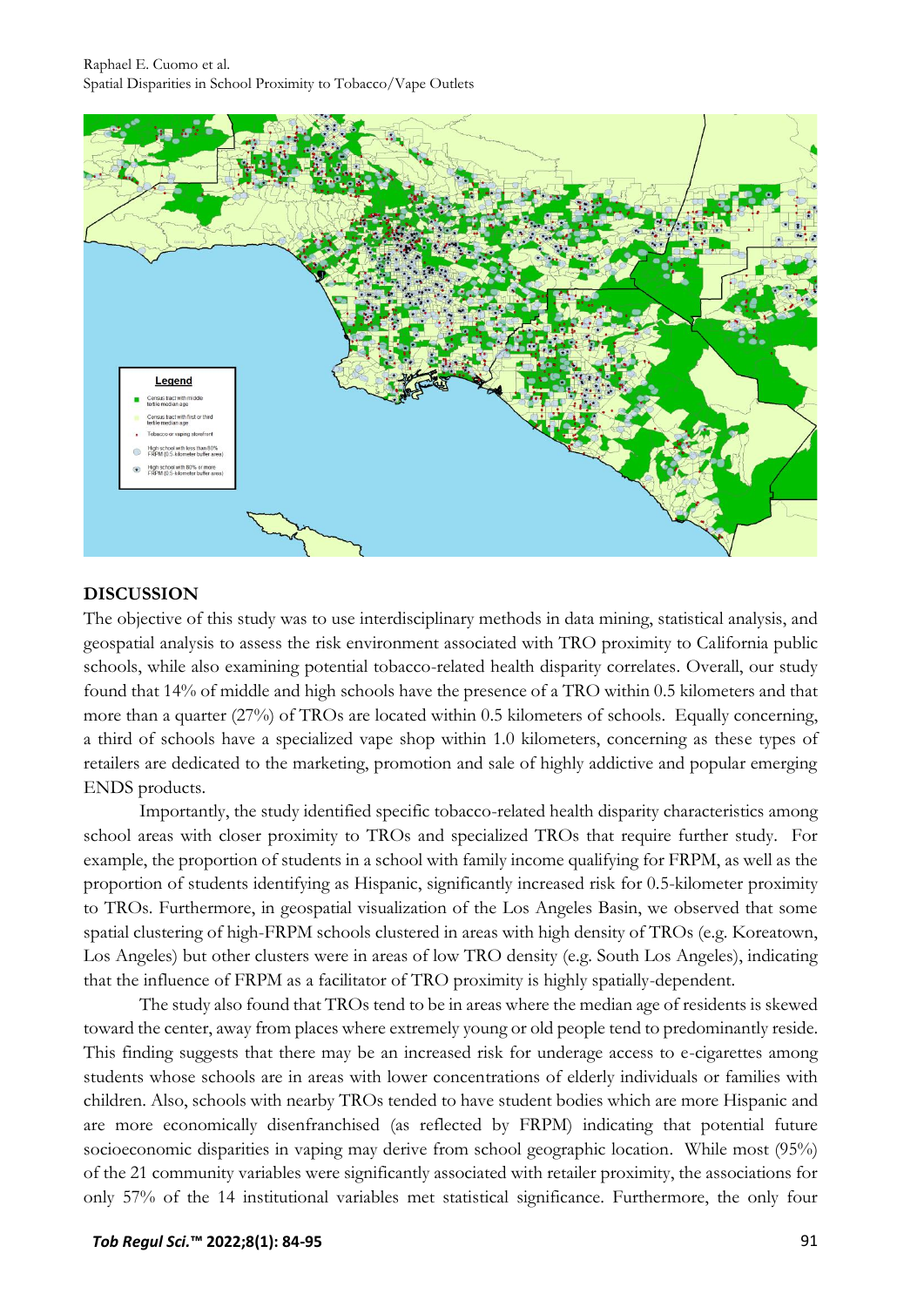## DISCUSSION

The objective of this study was to use interdisciplinary methods in data mining, statistical analysis, and geospatial analysis to assess the risk environment associated with TRO proximity to California public schools, while also examining potential tobacco-related health disparity correlates. Overall, our study found that 14% of middle and high schools have the presence of a TRO within 0.5 kilometers and that more than a quarter (27%) of TROs are located within 0.5 kilometers of schools. Equally concerning, a third of schools have a specialized vape shop within 1.0 kilometers, concerning as these types of retailers are dedicated to the marketing, promotion and sale of highly addictive and popular emerging ENDS products.

Importantly, the study identified specific tobacco-related health disparity characteristics among school areas with closer proximity to TROs and specialized TROs that require further study. For example, the proportion of students in a school with family income qualifying for FRPM, as well as the proportion of students identifying as Hispanic, significantly increased risk for 0.5-kilometer proximity to TROs. Furthermore, in geospatial visualization of the Los Angeles Basin, we observed that some spatial clustering of high-FRPM schools clustered in areas with high density of TROs (e.g. Koreatown, Los Angeles) but other clusters were in areas of low TRO density (e.g. South Los Angeles), indicating that the influence of FRPM as a facilitator of TRO proximity is highly spatially-dependent.

The study also found that TROs tend to be in areas where the median age of residents is skewed toward the center, away from places where extremely young or old people tend to predominantly reside. This finding suggests that there may be an increased risk for underage access to e-cigarettes among students whose schools are in areas with lower concentrations of elderly individuals or families with children. Also, schools with nearby TROs tended to have student bodies which are more Hispanic and are more economically disenfranchised (as reflected by FRPM) indicating that potential future socioeconomic disparities in vaping may derive from school geographic location. While most (95%) of the 21 community variables were significantly associated with retailer proximity, the associations for only 57% of the 14 institutional variables met statistical significance. Furthermore, the only four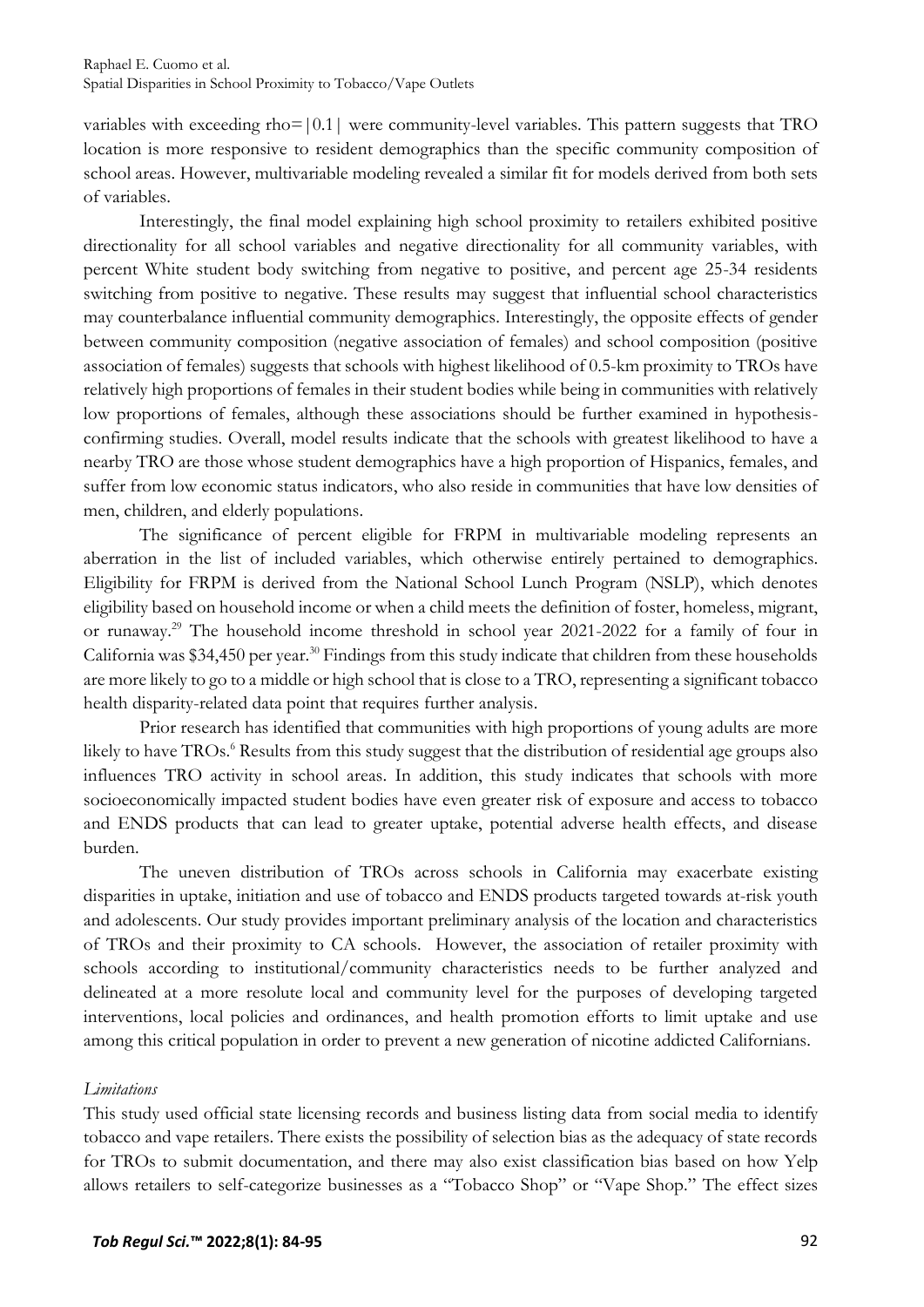variables with exceeding rho=|0.1| were community-level variables. This pattern suggests that TRO location is more responsive to resident demographics than the specific community composition of school areas. However, multivariable modeling revealed a similar fit for models derived from both sets of variables.

Interestingly, the final model explaining high school proximity to retailers exhibited positive directionality for all school variables and negative directionality for all community variables, with percent White student body switching from negative to positive, and percent age 25-34 residents switching from positive to negative. These results may suggest that influential school characteristics may counterbalance influential community demographics. Interestingly, the opposite effects of gender between community composition (negative association of females) and school composition (positive association of females) suggests that schools with highest likelihood of 0.5-km proximity to TROs have relatively high proportions of females in their student bodies while being in communities with relatively low proportions of females, although these associations should be further examined in hypothesis-confirming studies. Overall, model results indicate that the schools with greatest likelihood to have a nearby TRO are those whose student demographics have a high proportion of Hispanics, females, and suffer from low economic status indicators, who also reside in communities that have low densities of men, children, and elderly populations.

The significance of percent eligible for FRPM in multivariable modeling represents an aberration in the list of included variables, which otherwise entirely pertained to demographics. Eligibility for FRPM is derived from the National School Lunch Program (NSLP), which denotes eligibility based on household income or when a child meets the definition of foster, homeless, migrant, or runaway.[29] The household income threshold in school year 2021-2022 for a family of four in California was $34,450 per year.[30] Findings from this study indicate that children from these households are more likely to go to a middle or high school that is close to a TRO, representing a significant tobacco health disparity-related data point that requires further analysis.

Prior research has identified that communities with high proportions of young adults are more likely to have TROs.[6] Results from this study suggest that the distribution of residential age groups also influences TRO activity in school areas. In addition, this study indicates that schools with more socioeconomically impacted student bodies have even greater risk of exposure and access to tobacco and ENDS products that can lead to greater uptake, potential adverse health effects, and disease burden.

The uneven distribution of TROs across schools in California may exacerbate existing disparities in uptake, initiation and use of tobacco and ENDS products targeted towards at-risk youth and adolescents. Our study provides important preliminary analysis of the location and characteristics of TROs and their proximity to CA schools. However, the association of retailer proximity with schools according to institutional/community characteristics needs to be further analyzed and delineated at a more resolute local and community level for the purposes of developing targeted interventions, local policies and ordinances, and health promotion efforts to limit uptake and use among this critical population in order to prevent a new generation of nicotine addicted Californians.

*Limitations*

This study used official state licensing records and business listing data from social media to identify tobacco and vape retailers. There exists the possibility of selection bias as the adequacy of state records for TROs to submit documentation, and there may also exist classification bias based on how Yelp allows retailers to self-categorize businesses as a "Tobacco Shop" or "Vape Shop." The effect sizes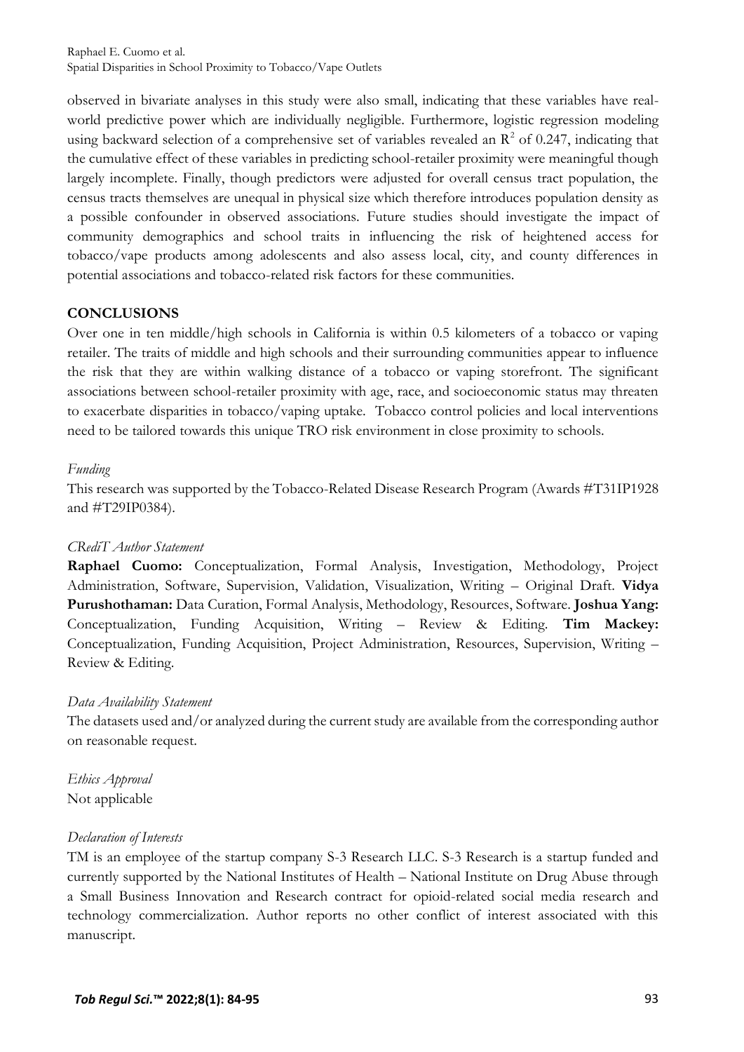observed in bivariate analyses in this study were also small, indicating that these variables have real-world predictive power which are individually negligible. Furthermore, logistic regression modeling using backward selection of a comprehensive set of variables revealed an $R^2$ of 0.247, indicating that the cumulative effect of these variables in predicting school-retailer proximity were meaningful though largely incomplete. Finally, though predictors were adjusted for overall census tract population, the census tracts themselves are unequal in physical size which therefore introduces population density as a possible confounder in observed associations. Future studies should investigate the impact of community demographics and school traits in influencing the risk of heightened access for tobacco/vape products among adolescents and also assess local, city, and county differences in potential associations and tobacco-related risk factors for these communities.

## CONCLUSIONS

Over one in ten middle/high schools in California is within 0.5 kilometers of a tobacco or vaping retailer. The traits of middle and high schools and their surrounding communities appear to influence the risk that they are within walking distance of a tobacco or vaping storefront. The significant associations between school-retailer proximity with age, race, and socioeconomic status may threaten to exacerbate disparities in tobacco/vaping uptake. Tobacco control policies and local interventions need to be tailored towards this unique TRO risk environment in close proximity to schools.

*Funding*

This research was supported by the Tobacco-Related Disease Research Program (Awards #T31IP1928 and #T29IP0384).

*CRediT Author Statement*

**Raphael Cuomo:** Conceptualization, Formal Analysis, Investigation, Methodology, Project Administration, Software, Supervision, Validation, Visualization, Writing – Original Draft. **Vidya Purushothaman:** Data Curation, Formal Analysis, Methodology, Resources, Software. **Joshua Yang:** Conceptualization, Funding Acquisition, Writing – Review & Editing. **Tim Mackey:** Conceptualization, Funding Acquisition, Project Administration, Resources, Supervision, Writing – Review & Editing.

*Data Availability Statement*

The datasets used and/or analyzed during the current study are available from the corresponding author on reasonable request.

*Ethics Approval*

Not applicable

*Declaration of Interests*

TM is an employee of the startup company S-3 Research LLC. S-3 Research is a startup funded and currently supported by the National Institutes of Health – National Institute on Drug Abuse through a Small Business Innovation and Research contract for opioid-related social media research and technology commercialization. Author reports no other conflict of interest associated with this manuscript.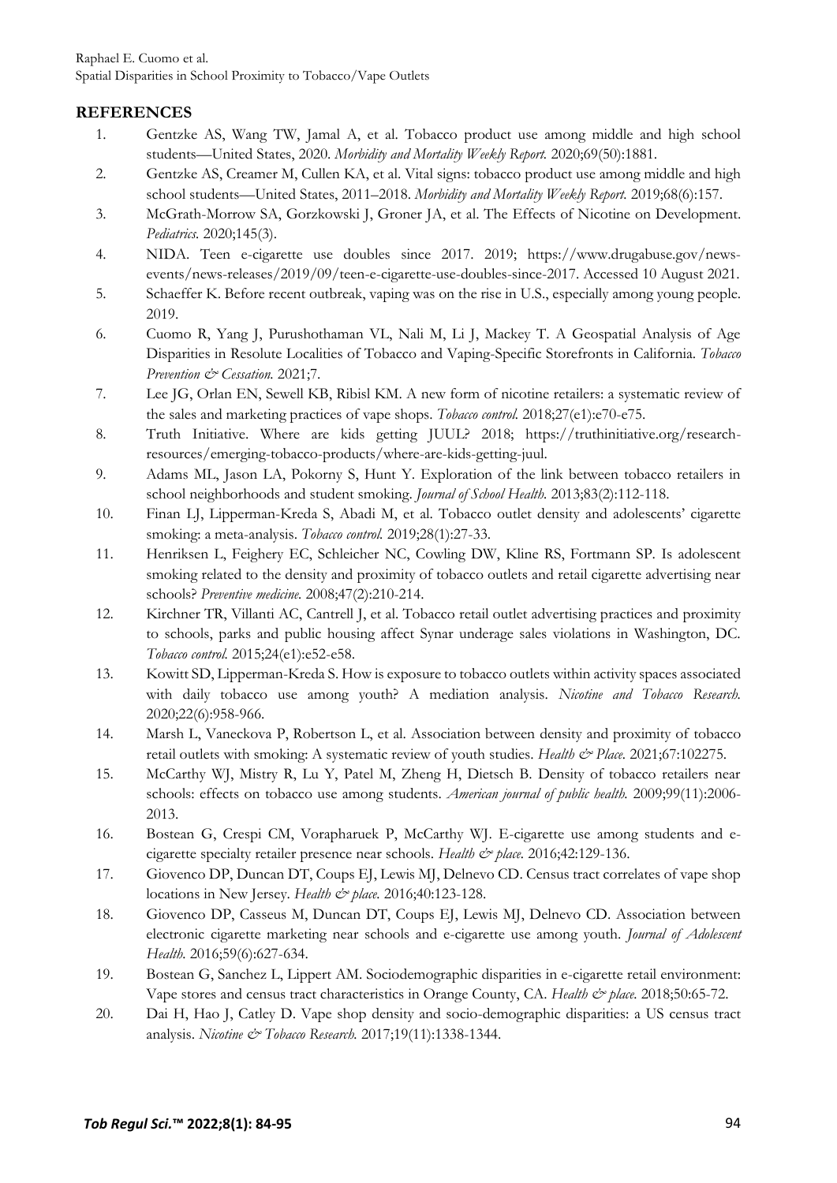## REFERENCES

1. Gentzke AS, Wang TW, Jamal A, et al. Tobacco product use among middle and high school students—United States, 2020. *Morbidity and Mortality Weekly Report.* 2020;69(50):1881.
2. Gentzke AS, Creamer M, Cullen KA, et al. Vital signs: tobacco product use among middle and high school students—United States, 2011–2018. *Morbidity and Mortality Weekly Report.* 2019;68(6):157.
3. McGrath-Morrow SA, Gorzkowski J, Groner JA, et al. The Effects of Nicotine on Development. *Pediatrics.* 2020;145(3).
4. NIDA. Teen e-cigarette use doubles since 2017. 2019; https://www.drugabuse.gov/news-events/news-releases/2019/09/teen-e-cigarette-use-doubles-since-2017. Accessed 10 August 2021.
5. Schaeffer K. Before recent outbreak, vaping was on the rise in U.S., especially among young people. 2019.
6. Cuomo R, Yang J, Purushothaman VL, Nali M, Li J, Mackey T. A Geospatial Analysis of Age Disparities in Resolute Localities of Tobacco and Vaping-Specific Storefronts in California. *Tobacco Prevention & Cessation.* 2021;7.
7. Lee JG, Orlan EN, Sewell KB, Ribisl KM. A new form of nicotine retailers: a systematic review of the sales and marketing practices of vape shops. *Tobacco control.* 2018;27(e1):e70-e75.
8. Truth Initiative. Where are kids getting JUUL? 2018; https://truthinitiative.org/research-resources/emerging-tobacco-products/where-are-kids-getting-juul.
9. Adams ML, Jason LA, Pokorny S, Hunt Y. Exploration of the link between tobacco retailers in school neighborhoods and student smoking. *Journal of School Health.* 2013;83(2):112-118.
10. Finan LJ, Lipperman-Kreda S, Abadi M, et al. Tobacco outlet density and adolescents' cigarette smoking: a meta-analysis. *Tobacco control.* 2019;28(1):27-33.
11. Henriksen L, Feighery EC, Schleicher NC, Cowling DW, Kline RS, Fortmann SP. Is adolescent smoking related to the density and proximity of tobacco outlets and retail cigarette advertising near schools? *Preventive medicine.* 2008;47(2):210-214.
12. Kirchner TR, Villanti AC, Cantrell J, et al. Tobacco retail outlet advertising practices and proximity to schools, parks and public housing affect Synar underage sales violations in Washington, DC. *Tobacco control.* 2015;24(e1):e52-e58.
13. Kowitt SD, Lipperman-Kreda S. How is exposure to tobacco outlets within activity spaces associated with daily tobacco use among youth? A mediation analysis. *Nicotine and Tobacco Research.* 2020;22(6):958-966.
14. Marsh L, Vaneckova P, Robertson L, et al. Association between density and proximity of tobacco retail outlets with smoking: A systematic review of youth studies. *Health & Place.* 2021;67:102275.
15. McCarthy WJ, Mistry R, Lu Y, Patel M, Zheng H, Dietsch B. Density of tobacco retailers near schools: effects on tobacco use among students. *American journal of public health.* 2009;99(11):2006-2013.
16. Bostean G, Crespi CM, Vorapharuek P, McCarthy WJ. E-cigarette use among students and e-cigarette specialty retailer presence near schools. *Health & place.* 2016;42:129-136.
17. Giovenco DP, Duncan DT, Coups EJ, Lewis MJ, Delnevo CD. Census tract correlates of vape shop locations in New Jersey. *Health & place.* 2016;40:123-128.
18. Giovenco DP, Casseus M, Duncan DT, Coups EJ, Lewis MJ, Delnevo CD. Association between electronic cigarette marketing near schools and e-cigarette use among youth. *Journal of Adolescent Health.* 2016;59(6):627-634.
19. Bostean G, Sanchez L, Lippert AM. Sociodemographic disparities in e-cigarette retail environment: Vape stores and census tract characteristics in Orange County, CA. *Health & place.* 2018;50:65-72.
20. Dai H, Hao J, Catley D. Vape shop density and socio-demographic disparities: a US census tract analysis. *Nicotine & Tobacco Research.* 2017;19(11):1338-1344.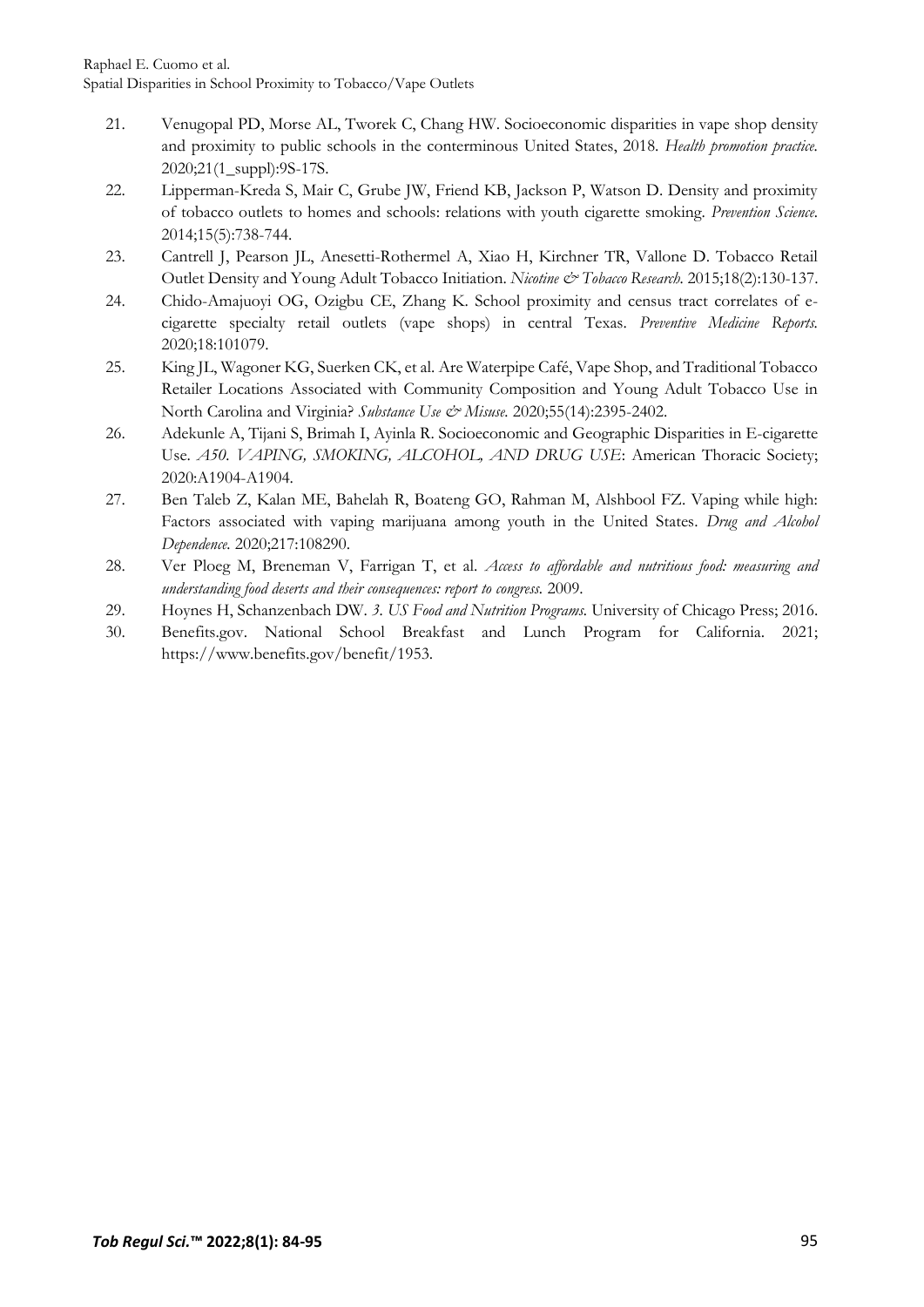21. Venugopal PD, Morse AL, Tworek C, Chang HW. Socioeconomic disparities in vape shop density and proximity to public schools in the conterminous United States, 2018. *Health promotion practice.* 2020;21(1_suppl):9S-17S.
22. Lipperman-Kreda S, Mair C, Grube JW, Friend KB, Jackson P, Watson D. Density and proximity of tobacco outlets to homes and schools: relations with youth cigarette smoking. *Prevention Science.* 2014;15(5):738-744.
23. Cantrell J, Pearson JL, Anesetti-Rothermel A, Xiao H, Kirchner TR, Vallone D. Tobacco Retail Outlet Density and Young Adult Tobacco Initiation. *Nicotine & Tobacco Research.* 2015;18(2):130-137.
24. Chido-Amajuoyi OG, Ozigbu CE, Zhang K. School proximity and census tract correlates of e-cigarette specialty retail outlets (vape shops) in central Texas. *Preventive Medicine Reports.* 2020;18:101079.
25. King JL, Wagoner KG, Suerken CK, et al. Are Waterpipe Café, Vape Shop, and Traditional Tobacco Retailer Locations Associated with Community Composition and Young Adult Tobacco Use in North Carolina and Virginia? *Substance Use & Misuse.* 2020;55(14):2395-2402.
26. Adekunle A, Tijani S, Brimah I, Ayinla R. Socioeconomic and Geographic Disparities in E-cigarette Use. *A50. VAPING, SMOKING, ALCOHOL, AND DRUG USE*: American Thoracic Society; 2020:A1904-A1904.
27. Ben Taleb Z, Kalan ME, Bahelah R, Boateng GO, Rahman M, Alshbool FZ. Vaping while high: Factors associated with vaping marijuana among youth in the United States. *Drug and Alcohol Dependence.* 2020;217:108290.
28. Ver Ploeg M, Breneman V, Farrigan T, et al. *Access to affordable and nutritious food: measuring and understanding food deserts and their consequences: report to congress.* 2009.
29. Hoynes H, Schanzenbach DW. *3. US Food and Nutrition Programs.* University of Chicago Press; 2016.
30. Benefits.gov. National School Breakfast and Lunch Program for California. 2021; https://www.benefits.gov/benefit/1953.